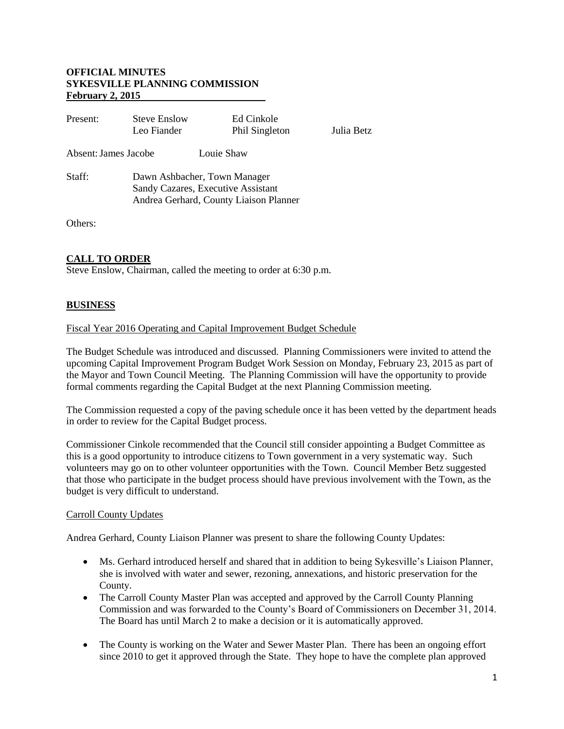**OFFICIAL MINUTES**
**SYKESVILLE PLANNING COMMISSION**
**February 2, 2015**

| Present: | Steve Enslow | Ed Cinkole | |
|---|---|---|---|
| | Leo Fiander | Phil Singleton | Julia Betz |

Absent: James Jacobe Louie Shaw

Staff: Dawn Ashbacher, Town Manager
Sandy Cazares, Executive Assistant
Andrea Gerhard, County Liaison Planner

Others:

## CALL TO ORDER

Steve Enslow, Chairman, called the meeting to order at 6:30 p.m.

## BUSINESS

Fiscal Year 2016 Operating and Capital Improvement Budget Schedule

The Budget Schedule was introduced and discussed. Planning Commissioners were invited to attend the upcoming Capital Improvement Program Budget Work Session on Monday, February 23, 2015 as part of the Mayor and Town Council Meeting. The Planning Commission will have the opportunity to provide formal comments regarding the Capital Budget at the next Planning Commission meeting.

The Commission requested a copy of the paving schedule once it has been vetted by the department heads in order to review for the Capital Budget process.

Commissioner Cinkole recommended that the Council still consider appointing a Budget Committee as this is a good opportunity to introduce citizens to Town government in a very systematic way. Such volunteers may go on to other volunteer opportunities with the Town. Council Member Betz suggested that those who participate in the budget process should have previous involvement with the Town, as the budget is very difficult to understand.

Carroll County Updates

Andrea Gerhard, County Liaison Planner was present to share the following County Updates:

- Ms. Gerhard introduced herself and shared that in addition to being Sykesville's Liaison Planner, she is involved with water and sewer, rezoning, annexations, and historic preservation for the County.
- The Carroll County Master Plan was accepted and approved by the Carroll County Planning Commission and was forwarded to the County's Board of Commissioners on December 31, 2014. The Board has until March 2 to make a decision or it is automatically approved.
- The County is working on the Water and Sewer Master Plan. There has been an ongoing effort since 2010 to get it approved through the State. They hope to have the complete plan approved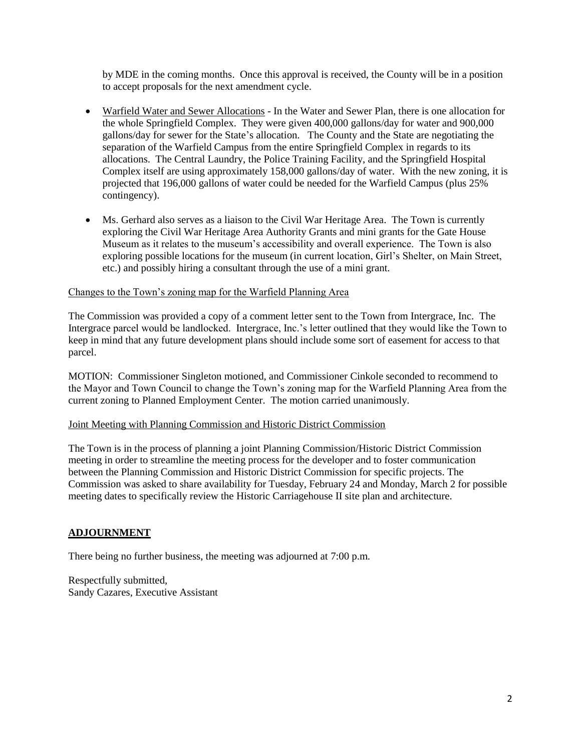by MDE in the coming months. Once this approval is received, the County will be in a position to accept proposals for the next amendment cycle.

- Warfield Water and Sewer Allocations - In the Water and Sewer Plan, there is one allocation for the whole Springfield Complex. They were given 400,000 gallons/day for water and 900,000 gallons/day for sewer for the State's allocation. The County and the State are negotiating the separation of the Warfield Campus from the entire Springfield Complex in regards to its allocations. The Central Laundry, the Police Training Facility, and the Springfield Hospital Complex itself are using approximately 158,000 gallons/day of water. With the new zoning, it is projected that 196,000 gallons of water could be needed for the Warfield Campus (plus 25% contingency).

- Ms. Gerhard also serves as a liaison to the Civil War Heritage Area. The Town is currently exploring the Civil War Heritage Area Authority Grants and mini grants for the Gate House Museum as it relates to the museum's accessibility and overall experience. The Town is also exploring possible locations for the museum (in current location, Girl's Shelter, on Main Street, etc.) and possibly hiring a consultant through the use of a mini grant.

Changes to the Town's zoning map for the Warfield Planning Area

The Commission was provided a copy of a comment letter sent to the Town from Intergrace, Inc. The Intergrace parcel would be landlocked. Intergrace, Inc.'s letter outlined that they would like the Town to keep in mind that any future development plans should include some sort of easement for access to that parcel.

MOTION: Commissioner Singleton motioned, and Commissioner Cinkole seconded to recommend to the Mayor and Town Council to change the Town's zoning map for the Warfield Planning Area from the current zoning to Planned Employment Center. The motion carried unanimously.

Joint Meeting with Planning Commission and Historic District Commission

The Town is in the process of planning a joint Planning Commission/Historic District Commission meeting in order to streamline the meeting process for the developer and to foster communication between the Planning Commission and Historic District Commission for specific projects. The Commission was asked to share availability for Tuesday, February 24 and Monday, March 2 for possible meeting dates to specifically review the Historic Carriagehouse II site plan and architecture.

## ADJOURNMENT

There being no further business, the meeting was adjourned at 7:00 p.m.

Respectfully submitted,
Sandy Cazares, Executive Assistant